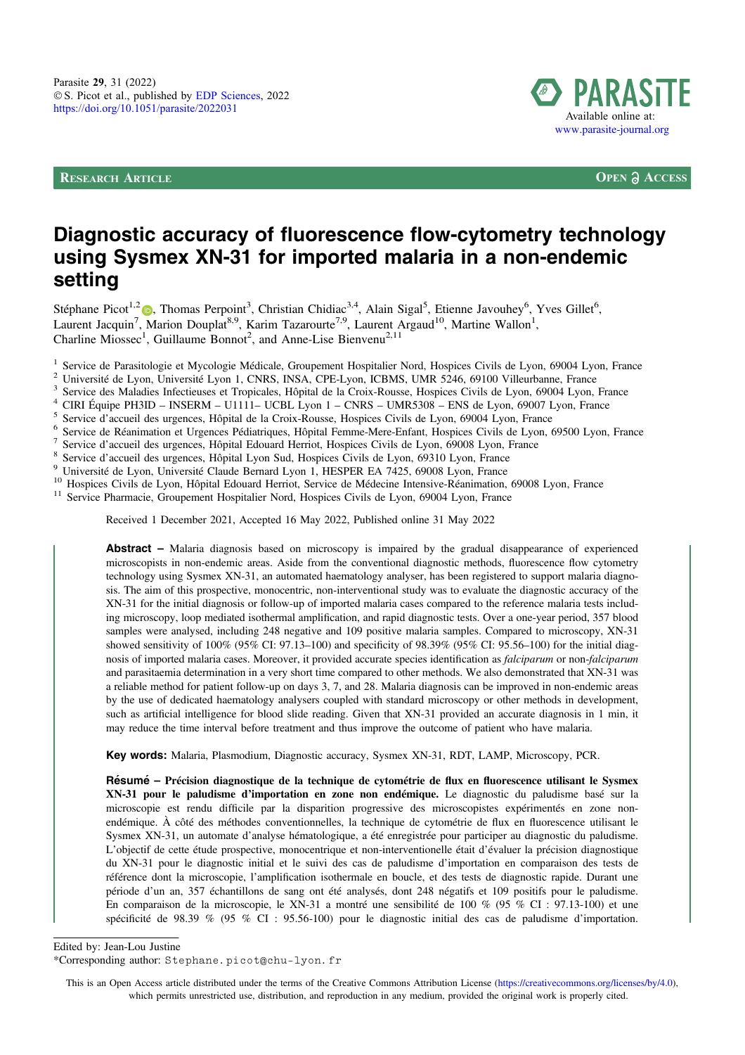Parasite **29**, 31 (2022)
© S. Picot et al., published by EDP Sciences, 2022
https://doi.org/10.1051/parasite/2022031

Available online at:
www.parasite-journal.org

**RESEARCH ARTICLE** **OPEN ACCESS**

# Diagnostic accuracy of fluorescence flow-cytometry technology using Sysmex XN-31 for imported malaria in a non-endemic setting

Stéphane Picot[1,2], Thomas Perpoint[3], Christian Chidiac[3,4], Alain Sigal[5], Etienne Javouhey[6], Yves Gillet[6], Laurent Jacquin[7], Marion Douplat[8,9], Karim Tazarourte[7,9], Laurent Argaud[10], Martine Wallon[1], Charline Miossec[1], Guillaume Bonnot[2], and Anne-Lise Bienvenu[2,11]

[1] Service de Parasitologie et Mycologie Médicale, Groupement Hospitalier Nord, Hospices Civils de Lyon, 69004 Lyon, France
[2] Université de Lyon, Université Lyon 1, CNRS, INSA, CPE-Lyon, ICBMS, UMR 5246, 69100 Villeurbanne, France
[3] Service des Maladies Infectieuses et Tropicales, Hôpital de la Croix-Rousse, Hospices Civils de Lyon, 69004 Lyon, France
[4] CIRI Équipe PH3ID – INSERM – U1111– UCBL Lyon 1 – CNRS – UMR5308 – ENS de Lyon, 69007 Lyon, France
[5] Service d'accueil des urgences, Hôpital de la Croix-Rousse, Hospices Civils de Lyon, 69004 Lyon, France
[6] Service de Réanimation et Urgences Pédiatriques, Hôpital Femme-Mere-Enfant, Hospices Civils de Lyon, 69500 Lyon, France
[7] Service d'accueil des urgences, Hôpital Edouard Herriot, Hospices Civils de Lyon, 69008 Lyon, France
[8] Service d'accueil des urgences, Hôpital Lyon Sud, Hospices Civils de Lyon, 69310 Lyon, France
[9] Université de Lyon, Université Claude Bernard Lyon 1, HESPER EA 7425, 69008 Lyon, France
[10] Hospices Civils de Lyon, Hôpital Edouard Herriot, Service de Médecine Intensive-Réanimation, 69008 Lyon, France
[11] Service Pharmacie, Groupement Hospitalier Nord, Hospices Civils de Lyon, 69004 Lyon, France

Received 1 December 2021, Accepted 16 May 2022, Published online 31 May 2022

**Abstract** – Malaria diagnosis based on microscopy is impaired by the gradual disappearance of experienced microscopists in non-endemic areas. Aside from the conventional diagnostic methods, fluorescence flow cytometry technology using Sysmex XN-31, an automated haematology analyser, has been registered to support malaria diagnosis. The aim of this prospective, monocentric, non-interventional study was to evaluate the diagnostic accuracy of the XN-31 for the initial diagnosis or follow-up of imported malaria cases compared to the reference malaria tests including microscopy, loop mediated isothermal amplification, and rapid diagnostic tests. Over a one-year period, 357 blood samples were analysed, including 248 negative and 109 positive malaria samples. Compared to microscopy, XN-31 showed sensitivity of 100% (95% CI: 97.13–100) and specificity of 98.39% (95% CI: 95.56–100) for the initial diagnosis of imported malaria cases. Moreover, it provided accurate species identification as *falciparum* or non-*falciparum* and parasitaemia determination in a very short time compared to other methods. We also demonstrated that XN-31 was a reliable method for patient follow-up on days 3, 7, and 28. Malaria diagnosis can be improved in non-endemic areas by the use of dedicated haematology analysers coupled with standard microscopy or other methods in development, such as artificial intelligence for blood slide reading. Given that XN-31 provided an accurate diagnosis in 1 min, it may reduce the time interval before treatment and thus improve the outcome of patient who have malaria.

**Key words:** Malaria, Plasmodium, Diagnostic accuracy, Sysmex XN-31, RDT, LAMP, Microscopy, PCR.

**Résumé – Précision diagnostique de la technique de cytométrie de flux en fluorescence utilisant le Sysmex XN-31 pour le paludisme d'importation en zone non endémique.** Le diagnostic du paludisme basé sur la microscopie est rendu difficile par la disparition progressive des microscopistes expérimentés en zone non-endémique. À côté des méthodes conventionnelles, la technique de cytométrie de flux en fluorescence utilisant le Sysmex XN-31, un automate d'analyse hématologique, a été enregistrée pour participer au diagnostic du paludisme. L'objectif de cette étude prospective, monocentrique et non-interventionnelle était d'évaluer la précision diagnostique du XN-31 pour le diagnostic initial et le suivi des cas de paludisme d'importation en comparaison des tests de référence dont la microscopie, l'amplification isothermale en boucle, et des tests de diagnostic rapide. Durant une période d'un an, 357 échantillons de sang ont été analysés, dont 248 négatifs et 109 positifs pour le paludisme. En comparaison de la microscopie, le XN-31 a montré une sensibilité de 100 % (95 % CI : 97.13-100) et une spécificité de 98.39 % (95 % CI : 95.56-100) pour le diagnostic initial des cas de paludisme d'importation.

Edited by: Jean-Lou Justine

*Corresponding author: Stephane.picot@chu-lyon.fr

This is an Open Access article distributed under the terms of the Creative Commons Attribution License (https://creativecommons.org/licenses/by/4.0), which permits unrestricted use, distribution, and reproduction in any medium, provided the original work is properly cited.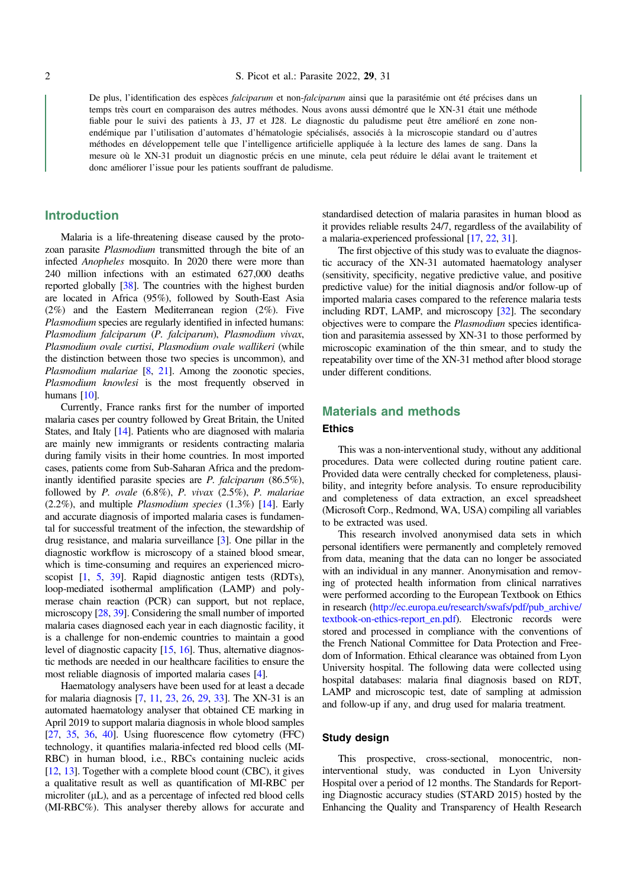De plus, l'identification des espèces *falciparum* et non-*falciparum* ainsi que la parasitémie ont été précises dans un temps très court en comparaison des autres méthodes. Nous avons aussi démontré que le XN-31 était une méthode fiable pour le suivi des patients à J3, J7 et J28. Le diagnostic du paludisme peut être amélioré en zone non-endémique par l'utilisation d'automates d'hématologie spécialisés, associés à la microscopie standard ou d'autres méthodes en développement telle que l'intelligence artificielle appliquée à la lecture des lames de sang. Dans la mesure où le XN-31 produit un diagnostic précis en une minute, cela peut réduire le délai avant le traitement et donc améliorer l'issue pour les patients souffrant de paludisme.

## Introduction

Malaria is a life-threatening disease caused by the protozoan parasite *Plasmodium* transmitted through the bite of an infected *Anopheles* mosquito. In 2020 there were more than 240 million infections with an estimated 627,000 deaths reported globally [38]. The countries with the highest burden are located in Africa (95%), followed by South-East Asia (2%) and the Eastern Mediterranean region (2%). Five *Plasmodium* species are regularly identified in infected humans: *Plasmodium falciparum* (*P. falciparum*), *Plasmodium vivax*, *Plasmodium ovale curtisi*, *Plasmodium ovale wallikeri* (while the distinction between those two species is uncommon), and *Plasmodium malariae* [8, 21]. Among the zoonotic species, *Plasmodium knowlesi* is the most frequently observed in humans [10].

Currently, France ranks first for the number of imported malaria cases per country followed by Great Britain, the United States, and Italy [14]. Patients who are diagnosed with malaria are mainly new immigrants or residents contracting malaria during family visits in their home countries. In most imported cases, patients come from Sub-Saharan Africa and the predominantly identified parasite species are *P. falciparum* (86.5%), followed by *P. ovale* (6.8%), *P. vivax* (2.5%), *P. malariae* (2.2%), and multiple *Plasmodium species* (1.3%) [14]. Early and accurate diagnosis of imported malaria cases is fundamental for successful treatment of the infection, the stewardship of drug resistance, and malaria surveillance [3]. One pillar in the diagnostic workflow is microscopy of a stained blood smear, which is time-consuming and requires an experienced microscopist [1, 5, 39]. Rapid diagnostic antigen tests (RDTs), loop-mediated isothermal amplification (LAMP) and polymerase chain reaction (PCR) can support, but not replace, microscopy [28, 39]. Considering the small number of imported malaria cases diagnosed each year in each diagnostic facility, it is a challenge for non-endemic countries to maintain a good level of diagnostic capacity [15, 16]. Thus, alternative diagnostic methods are needed in our healthcare facilities to ensure the most reliable diagnosis of imported malaria cases [4].

Haematology analysers have been used for at least a decade for malaria diagnosis [7, 11, 23, 26, 29, 33]. The XN-31 is an automated haematology analyser that obtained CE marking in April 2019 to support malaria diagnosis in whole blood samples [27, 35, 36, 40]. Using fluorescence flow cytometry (FFC) technology, it quantifies malaria-infected red blood cells (MI-RBC) in human blood, i.e., RBCs containing nucleic acids [12, 13]. Together with a complete blood count (CBC), it gives a qualitative result as well as quantification of MI-RBC per microliter (μL), and as a percentage of infected red blood cells (MI-RBC%). This analyser thereby allows for accurate and standardised detection of malaria parasites in human blood as it provides reliable results 24/7, regardless of the availability of a malaria-experienced professional [17, 22, 31].

The first objective of this study was to evaluate the diagnostic accuracy of the XN-31 automated haematology analyser (sensitivity, specificity, negative predictive value, and positive predictive value) for the initial diagnosis and/or follow-up of imported malaria cases compared to the reference malaria tests including RDT, LAMP, and microscopy [32]. The secondary objectives were to compare the *Plasmodium* species identification and parasitemia assessed by XN-31 to those performed by microscopic examination of the thin smear, and to study the repeatability over time of the XN-31 method after blood storage under different conditions.

## Materials and methods

### Ethics

This was a non-interventional study, without any additional procedures. Data were collected during routine patient care. Provided data were centrally checked for completeness, plausibility, and integrity before analysis. To ensure reproducibility and completeness of data extraction, an excel spreadsheet (Microsoft Corp., Redmond, WA, USA) compiling all variables to be extracted was used.

This research involved anonymised data sets in which personal identifiers were permanently and completely removed from data, meaning that the data can no longer be associated with an individual in any manner. Anonymisation and removing of protected health information from clinical narratives were performed according to the European Textbook on Ethics in research (http://ec.europa.eu/research/swafs/pdf/pub_archive/textbook-on-ethics-report_en.pdf). Electronic records were stored and processed in compliance with the conventions of the French National Committee for Data Protection and Freedom of Information. Ethical clearance was obtained from Lyon University hospital. The following data were collected using hospital databases: malaria final diagnosis based on RDT, LAMP and microscopic test, date of sampling at admission and follow-up if any, and drug used for malaria treatment.

### Study design

This prospective, cross-sectional, monocentric, non-interventional study, was conducted in Lyon University Hospital over a period of 12 months. The Standards for Reporting Diagnostic accuracy studies (STARD 2015) hosted by the Enhancing the Quality and Transparency of Health Research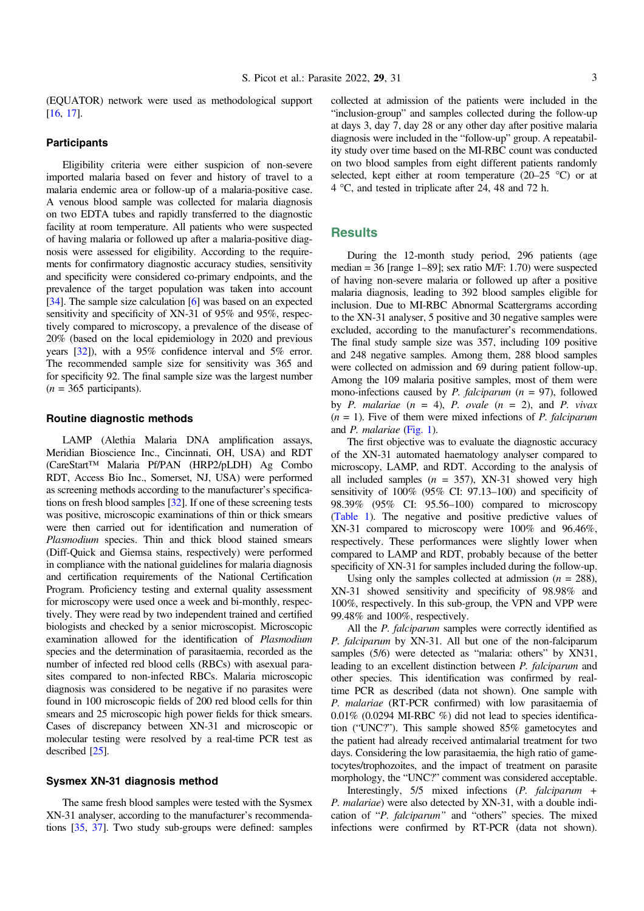(EQUATOR) network were used as methodological support [16, 17].

### Participants

Eligibility criteria were either suspicion of non-severe imported malaria based on fever and history of travel to a malaria endemic area or follow-up of a malaria-positive case. A venous blood sample was collected for malaria diagnosis on two EDTA tubes and rapidly transferred to the diagnostic facility at room temperature. All patients who were suspected of having malaria or followed up after a malaria-positive diagnosis were assessed for eligibility. According to the requirements for confirmatory diagnostic accuracy studies, sensitivity and specificity were considered co-primary endpoints, and the prevalence of the target population was taken into account [34]. The sample size calculation [6] was based on an expected sensitivity and specificity of XN-31 of 95% and 95%, respectively compared to microscopy, a prevalence of the disease of 20% (based on the local epidemiology in 2020 and previous years [32]), with a 95% confidence interval and 5% error. The recommended sample size for sensitivity was 365 and for specificity 92. The final sample size was the largest number ($n$ = 365 participants).

### Routine diagnostic methods

LAMP (Alethia Malaria DNA amplification assays, Meridian Bioscience Inc., Cincinnati, OH, USA) and RDT (CareStart™ Malaria Pf/PAN (HRP2/pLDH) Ag Combo RDT, Access Bio Inc., Somerset, NJ, USA) were performed as screening methods according to the manufacturer's specifications on fresh blood samples [32]. If one of these screening tests was positive, microscopic examinations of thin or thick smears were then carried out for identification and numeration of *Plasmodium* species. Thin and thick blood stained smears (Diff-Quick and Giemsa stains, respectively) were performed in compliance with the national guidelines for malaria diagnosis and certification requirements of the National Certification Program. Proficiency testing and external quality assessment for microscopy were used once a week and bi-monthly, respectively. They were read by two independent trained and certified biologists and checked by a senior microscopist. Microscopic examination allowed for the identification of *Plasmodium* species and the determination of parasitaemia, recorded as the number of infected red blood cells (RBCs) with asexual parasites compared to non-infected RBCs. Malaria microscopic diagnosis was considered to be negative if no parasites were found in 100 microscopic fields of 200 red blood cells for thin smears and 25 microscopic high power fields for thick smears. Cases of discrepancy between XN-31 and microscopic or molecular testing were resolved by a real-time PCR test as described [25].

### Sysmex XN-31 diagnosis method

The same fresh blood samples were tested with the Sysmex XN-31 analyser, according to the manufacturer's recommendations [35, 37]. Two study sub-groups were defined: samples collected at admission of the patients were included in the "inclusion-group" and samples collected during the follow-up at days 3, day 7, day 28 or any other day after positive malaria diagnosis were included in the "follow-up" group. A repeatability study over time based on the MI-RBC count was conducted on two blood samples from eight different patients randomly selected, kept either at room temperature (20–25 °C) or at 4 °C, and tested in triplicate after 24, 48 and 72 h.

## Results

During the 12-month study period, 296 patients (age median = 36 [range 1–89]; sex ratio M/F: 1.70) were suspected of having non-severe malaria or followed up after a positive malaria diagnosis, leading to 392 blood samples eligible for inclusion. Due to MI-RBC Abnormal Scattergrams according to the XN-31 analyser, 5 positive and 30 negative samples were excluded, according to the manufacturer's recommendations. The final study sample size was 357, including 109 positive and 248 negative samples. Among them, 288 blood samples were collected on admission and 69 during patient follow-up. Among the 109 malaria positive samples, most of them were mono-infections caused by *P. falciparum* ($n$ = 97), followed by *P. malariae* ($n$ = 4), *P. ovale* ($n$ = 2), and *P. vivax* ($n$ = 1). Five of them were mixed infections of *P. falciparum* and *P. malariae* (Fig. 1).

The first objective was to evaluate the diagnostic accuracy of the XN-31 automated haematology analyser compared to microscopy, LAMP, and RDT. According to the analysis of all included samples ($n$ = 357), XN-31 showed very high sensitivity of 100% (95% CI: 97.13–100) and specificity of 98.39% (95% CI: 95.56–100) compared to microscopy (Table 1). The negative and positive predictive values of XN-31 compared to microscopy were 100% and 96.46%, respectively. These performances were slightly lower when compared to LAMP and RDT, probably because of the better specificity of XN-31 for samples included during the follow-up.

Using only the samples collected at admission ($n$ = 288), XN-31 showed sensitivity and specificity of 98.98% and 100%, respectively. In this sub-group, the VPN and VPP were 99.48% and 100%, respectively.

All the *P. falciparum* samples were correctly identified as *P. falciparum* by XN-31. All but one of the non-falciparum samples (5/6) were detected as "malaria: others" by XN31, leading to an excellent distinction between *P. falciparum* and other species. This identification was confirmed by real-time PCR as described (data not shown). One sample with *P. malariae* (RT-PCR confirmed) with low parasitaemia of 0.01% (0.0294 MI-RBC %) did not lead to species identification ("UNC?"). This sample showed 85% gametocytes and the patient had already received antimalarial treatment for two days. Considering the low parasitaemia, the high ratio of gametocytes/trophozoites, and the impact of treatment on parasite morphology, the "UNC?" comment was considered acceptable.

Interestingly, 5/5 mixed infections (*P. falciparum* + *P. malariae*) were also detected by XN-31, with a double indication of "*P. falciparum*" and "others" species. The mixed infections were confirmed by RT-PCR (data not shown).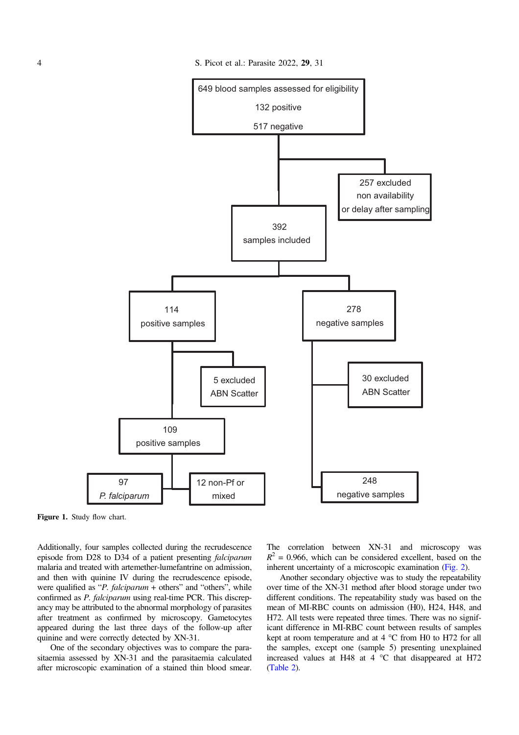**Figure 1.** Study flow chart.

Additionally, four samples collected during the recrudescence episode from D28 to D34 of a patient presenting *falciparum* malaria and treated with artemether-lumefantrine on admission, and then with quinine IV during the recrudescence episode, were qualified as "*P. falciparum* + others" and "others", while confirmed as *P. falciparum* using real-time PCR. This discrepancy may be attributed to the abnormal morphology of parasites after treatment as confirmed by microscopy. Gametocytes appeared during the last three days of the follow-up after quinine and were correctly detected by XN-31.

One of the secondary objectives was to compare the parasitaemia assessed by XN-31 and the parasitaemia calculated after microscopic examination of a stained thin blood smear. The correlation between XN-31 and microscopy was $R^2$ = 0.966, which can be considered excellent, based on the inherent uncertainty of a microscopic examination (Fig. 2).

Another secondary objective was to study the repeatability over time of the XN-31 method after blood storage under two different conditions. The repeatability study was based on the mean of MI-RBC counts on admission (H0), H24, H48, and H72. All tests were repeated three times. There was no significant difference in MI-RBC count between results of samples kept at room temperature and at 4 °C from H0 to H72 for all the samples, except one (sample 5) presenting unexplained increased values at H48 at 4 °C that disappeared at H72 (Table 2).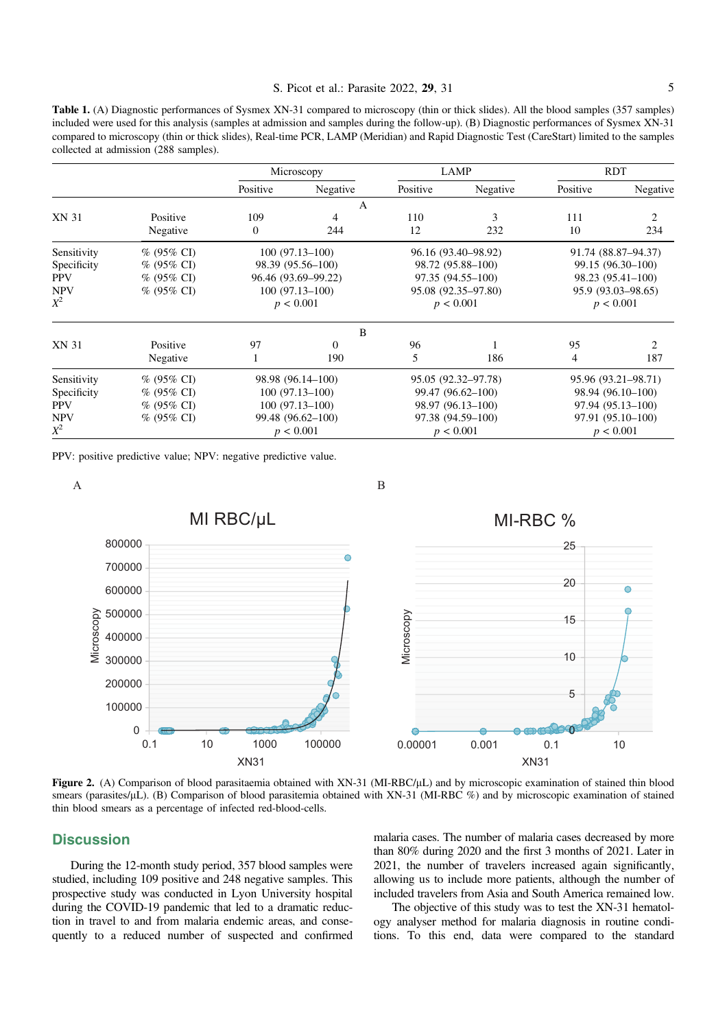**Table 1.** (A) Diagnostic performances of Sysmex XN-31 compared to microscopy (thin or thick slides). All the blood samples (357 samples) included were used for this analysis (samples at admission and samples during the follow-up). (B) Diagnostic performances of Sysmex XN-31 compared to microscopy (thin or thick slides), Real-time PCR, LAMP (Meridian) and Rapid Diagnostic Test (CareStart) limited to the samples collected at admission (288 samples).

| | | Microscopy | | LAMP | | RDT | |
|---|---|---|---|---|---|---|---|
| | | Positive | Negative | Positive | Negative | Positive | Negative |
| | | | | A | | | |
| XN 31 | Positive | 109 | 4 | 110 | 3 | 111 | 2 |
| | Negative | 0 | 244 | 12 | 232 | 10 | 234 |
| Sensitivity | % (95% CI) | 100 (97.13–100) | | 96.16 (93.40–98.92) | | 91.74 (88.87–94.37) | |
| Specificity | % (95% CI) | 98.39 (95.56–100) | | 98.72 (95.88–100) | | 99.15 (96.30–100) | |
| PPV | % (95% CI) | 96.46 (93.69–99.22) | | 97.35 (94.55–100) | | 98.23 (95.41–100) | |
| NPV | % (95% CI) | 100 (97.13–100) | | 95.08 (92.35–97.80) | | 95.9 (93.03–98.65) | |
| $X^2$ | | $p < 0.001$ | | $p < 0.001$ | | $p < 0.001$ | |
| | | | | B | | | |
| XN 31 | Positive | 97 | 0 | 96 | 1 | 95 | 2 |
| | Negative | 1 | 190 | 5 | 186 | 4 | 187 |
| Sensitivity | % (95% CI) | 98.98 (96.14–100) | | 95.05 (92.32–97.78) | | 95.96 (93.21–98.71) | |
| Specificity | % (95% CI) | 100 (97.13–100) | | 99.47 (96.62–100) | | 98.94 (96.10–100) | |
| PPV | % (95% CI) | 100 (97.13–100) | | 98.97 (96.13–100) | | 97.94 (95.13–100) | |
| NPV | % (95% CI) | 99.48 (96.62–100) | | 97.38 (94.59–100) | | 97.91 (95.10–100) | |
| $X^2$ | | $p < 0.001$ | | $p < 0.001$ | | $p < 0.001$ | |

PPV: positive predictive value; NPV: negative predictive value.

**Figure 2.** (A) Comparison of blood parasitaemia obtained with XN-31 (MI-RBC/μL) and by microscopic examination of stained thin blood smears (parasites/μL). (B) Comparison of blood parasitemia obtained with XN-31 (MI-RBC %) and by microscopic examination of stained thin blood smears as a percentage of infected red-blood-cells.

## Discussion

During the 12-month study period, 357 blood samples were studied, including 109 positive and 248 negative samples. This prospective study was conducted in Lyon University hospital during the COVID-19 pandemic that led to a dramatic reduction in travel to and from malaria endemic areas, and consequently to a reduced number of suspected and confirmed malaria cases. The number of malaria cases decreased by more than 80% during 2020 and the first 3 months of 2021. Later in 2021, the number of travelers increased again significantly, allowing us to include more patients, although the number of included travelers from Asia and South America remained low.

The objective of this study was to test the XN-31 hematology analyser method for malaria diagnosis in routine conditions. To this end, data were compared to the standard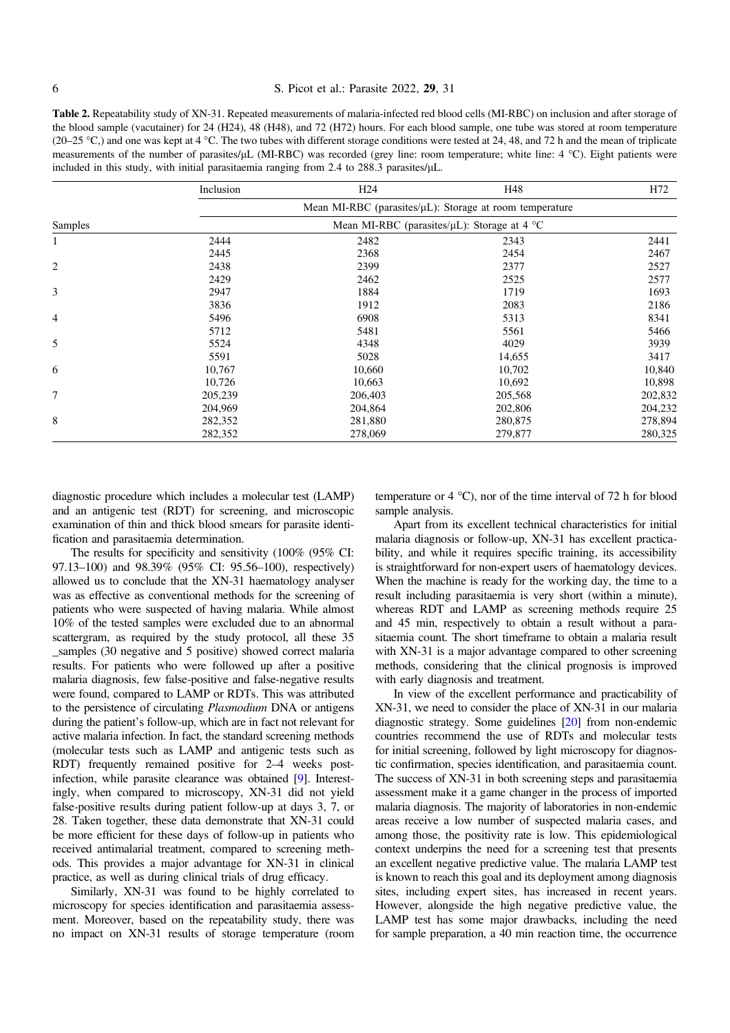**Table 2.** Repeatability study of XN-31. Repeated measurements of malaria-infected red blood cells (MI-RBC) on inclusion and after storage of the blood sample (vacutainer) for 24 (H24), 48 (H48), and 72 (H72) hours. For each blood sample, one tube was stored at room temperature (20–25 °C,) and one was kept at 4 °C. The two tubes with different storage conditions were tested at 24, 48, and 72 h and the mean of triplicate measurements of the number of parasites/μL (MI-RBC) was recorded (grey line: room temperature; white line: 4 °C). Eight patients were included in this study, with initial parasitaemia ranging from 2.4 to 288.3 parasites/μL.

| | Inclusion | H24 | H48 | H72 |
|---|---|---|---|---|
| | Mean MI-RBC (parasites/μL): Storage at room temperature | | | |
| Samples | Mean MI-RBC (parasites/μL): Storage at 4 °C | | | |
| 1 | 2444 | 2482 | 2343 | 2441 |
| | 2445 | 2368 | 2454 | 2467 |
| 2 | 2438 | 2399 | 2377 | 2527 |
| | 2429 | 2462 | 2525 | 2577 |
| 3 | 2947 | 1884 | 1719 | 1693 |
| | 3836 | 1912 | 2083 | 2186 |
| 4 | 5496 | 6908 | 5313 | 8341 |
| | 5712 | 5481 | 5561 | 5466 |
| 5 | 5524 | 4348 | 4029 | 3939 |
| | 5591 | 5028 | 14,655 | 3417 |
| 6 | 10,767 | 10,660 | 10,702 | 10,840 |
| | 10,726 | 10,663 | 10,692 | 10,898 |
| 7 | 205,239 | 206,403 | 205,568 | 202,832 |
| | 204,969 | 204,864 | 202,806 | 204,232 |
| 8 | 282,352 | 281,880 | 280,875 | 278,894 |
| | 282,352 | 278,069 | 279,877 | 280,325 |

diagnostic procedure which includes a molecular test (LAMP) and an antigenic test (RDT) for screening, and microscopic examination of thin and thick blood smears for parasite identification and parasitaemia determination.

The results for specificity and sensitivity (100% (95% CI: 97.13–100) and 98.39% (95% CI: 95.56–100), respectively) allowed us to conclude that the XN-31 haematology analyser was as effective as conventional methods for the screening of patients who were suspected of having malaria. While almost 10% of the tested samples were excluded due to an abnormal scattergram, as required by the study protocol, all these 35 _samples (30 negative and 5 positive) showed correct malaria results. For patients who were followed up after a positive malaria diagnosis, few false-positive and false-negative results were found, compared to LAMP or RDTs. This was attributed to the persistence of circulating *Plasmodium* DNA or antigens during the patient's follow-up, which are in fact not relevant for active malaria infection. In fact, the standard screening methods (molecular tests such as LAMP and antigenic tests such as RDT) frequently remained positive for 2–4 weeks post-infection, while parasite clearance was obtained [9]. Interestingly, when compared to microscopy, XN-31 did not yield false-positive results during patient follow-up at days 3, 7, or 28. Taken together, these data demonstrate that XN-31 could be more efficient for these days of follow-up in patients who received antimalarial treatment, compared to screening methods. This provides a major advantage for XN-31 in clinical practice, as well as during clinical trials of drug efficacy.

Similarly, XN-31 was found to be highly correlated to microscopy for species identification and parasitaemia assessment. Moreover, based on the repeatability study, there was no impact on XN-31 results of storage temperature (room temperature or 4 °C), nor of the time interval of 72 h for blood sample analysis.

Apart from its excellent technical characteristics for initial malaria diagnosis or follow-up, XN-31 has excellent practicability, and while it requires specific training, its accessibility is straightforward for non-expert users of haematology devices. When the machine is ready for the working day, the time to a result including parasitaemia is very short (within a minute), whereas RDT and LAMP as screening methods require 25 and 45 min, respectively to obtain a result without a parasitaemia count. The short timeframe to obtain a malaria result with XN-31 is a major advantage compared to other screening methods, considering that the clinical prognosis is improved with early diagnosis and treatment.

In view of the excellent performance and practicability of XN-31, we need to consider the place of XN-31 in our malaria diagnostic strategy. Some guidelines [20] from non-endemic countries recommend the use of RDTs and molecular tests for initial screening, followed by light microscopy for diagnostic confirmation, species identification, and parasitaemia count. The success of XN-31 in both screening steps and parasitaemia assessment make it a game changer in the process of imported malaria diagnosis. The majority of laboratories in non-endemic areas receive a low number of suspected malaria cases, and among those, the positivity rate is low. This epidemiological context underpins the need for a screening test that presents an excellent negative predictive value. The malaria LAMP test is known to reach this goal and its deployment among diagnosis sites, including expert sites, has increased in recent years. However, alongside the high negative predictive value, the LAMP test has some major drawbacks, including the need for sample preparation, a 40 min reaction time, the occurrence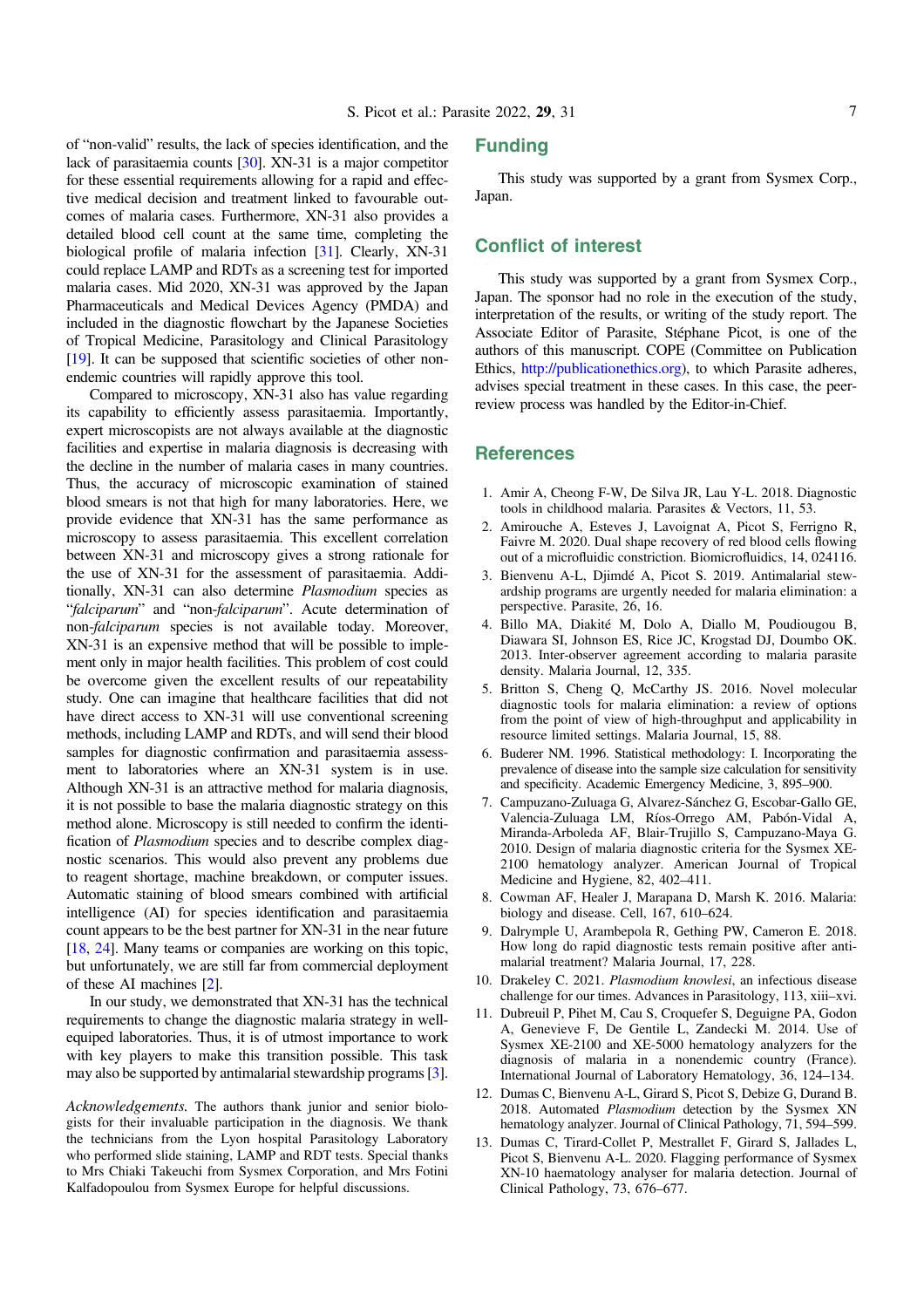of "non-valid" results, the lack of species identification, and the lack of parasitaemia counts [30]. XN-31 is a major competitor for these essential requirements allowing for a rapid and effective medical decision and treatment linked to favourable outcomes of malaria cases. Furthermore, XN-31 also provides a detailed blood cell count at the same time, completing the biological profile of malaria infection [31]. Clearly, XN-31 could replace LAMP and RDTs as a screening test for imported malaria cases. Mid 2020, XN-31 was approved by the Japan Pharmaceuticals and Medical Devices Agency (PMDA) and included in the diagnostic flowchart by the Japanese Societies of Tropical Medicine, Parasitology and Clinical Parasitology [19]. It can be supposed that scientific societies of other non-endemic countries will rapidly approve this tool.

Compared to microscopy, XN-31 also has value regarding its capability to efficiently assess parasitaemia. Importantly, expert microscopists are not always available at the diagnostic facilities and expertise in malaria diagnosis is decreasing with the decline in the number of malaria cases in many countries. Thus, the accuracy of microscopic examination of stained blood smears is not that high for many laboratories. Here, we provide evidence that XN-31 has the same performance as microscopy to assess parasitaemia. This excellent correlation between XN-31 and microscopy gives a strong rationale for the use of XN-31 for the assessment of parasitaemia. Additionally, XN-31 can also determine *Plasmodium* species as "*falciparum*" and "non-*falciparum*". Acute determination of non-*falciparum* species is not available today. Moreover, XN-31 is an expensive method that will be possible to implement only in major health facilities. This problem of cost could be overcome given the excellent results of our repeatability study. One can imagine that healthcare facilities that did not have direct access to XN-31 will use conventional screening methods, including LAMP and RDTs, and will send their blood samples for diagnostic confirmation and parasitaemia assessment to laboratories where an XN-31 system is in use. Although XN-31 is an attractive method for malaria diagnosis, it is not possible to base the malaria diagnostic strategy on this method alone. Microscopy is still needed to confirm the identification of *Plasmodium* species and to describe complex diagnostic scenarios. This would also prevent any problems due to reagent shortage, machine breakdown, or computer issues. Automatic staining of blood smears combined with artificial intelligence (AI) for species identification and parasitaemia count appears to be the best partner for XN-31 in the near future [18, 24]. Many teams or companies are working on this topic, but unfortunately, we are still far from commercial deployment of these AI machines [2].

In our study, we demonstrated that XN-31 has the technical requirements to change the diagnostic malaria strategy in well-equiped laboratories. Thus, it is of utmost importance to work with key players to make this transition possible. This task may also be supported by antimalarial stewardship programs [3].

*Acknowledgements.* The authors thank junior and senior biologists for their invaluable participation in the diagnosis. We thank the technicians from the Lyon hospital Parasitology Laboratory who performed slide staining, LAMP and RDT tests. Special thanks to Mrs Chiaki Takeuchi from Sysmex Corporation, and Mrs Fotini Kalfadopoulou from Sysmex Europe for helpful discussions.

## Funding

This study was supported by a grant from Sysmex Corp., Japan.

## Conflict of interest

This study was supported by a grant from Sysmex Corp., Japan. The sponsor had no role in the execution of the study, interpretation of the results, or writing of the study report. The Associate Editor of Parasite, Stéphane Picot, is one of the authors of this manuscript. COPE (Committee on Publication Ethics, http://publicationethics.org), to which Parasite adheres, advises special treatment in these cases. In this case, the peer-review process was handled by the Editor-in-Chief.

## References

1. Amir A, Cheong F-W, De Silva JR, Lau Y-L. 2018. Diagnostic tools in childhood malaria. Parasites & Vectors, 11, 53.
2. Amirouche A, Esteves J, Lavoignat A, Picot S, Ferrigno R, Faivre M. 2020. Dual shape recovery of red blood cells flowing out of a microfluidic constriction. Biomicrofluidics, 14, 024116.
3. Bienvenu A-L, Djimdé A, Picot S. 2019. Antimalarial stewardship programs are urgently needed for malaria elimination: a perspective. Parasite, 26, 16.
4. Billo MA, Diakité M, Dolo A, Diallo M, Poudiougou B, Diawara SI, Johnson ES, Rice JC, Krogstad DJ, Doumbo OK. 2013. Inter-observer agreement according to malaria parasite density. Malaria Journal, 12, 335.
5. Britton S, Cheng Q, McCarthy JS. 2016. Novel molecular diagnostic tools for malaria elimination: a review of options from the point of view of high-throughput and applicability in resource limited settings. Malaria Journal, 15, 88.
6. Buderer NM. 1996. Statistical methodology: I. Incorporating the prevalence of disease into the sample size calculation for sensitivity and specificity. Academic Emergency Medicine, 3, 895–900.
7. Campuzano-Zuluaga G, Alvarez-Sánchez G, Escobar-Gallo GE, Valencia-Zuluaga LM, Ríos-Orrego AM, Pabón-Vidal A, Miranda-Arboleda AF, Blair-Trujillo S, Campuzano-Maya G. 2010. Design of malaria diagnostic criteria for the Sysmex XE-2100 hematology analyzer. American Journal of Tropical Medicine and Hygiene, 82, 402–411.
8. Cowman AF, Healer J, Marapana D, Marsh K. 2016. Malaria: biology and disease. Cell, 167, 610–624.
9. Dalrymple U, Arambepola R, Gething PW, Cameron E. 2018. How long do rapid diagnostic tests remain positive after anti-malarial treatment? Malaria Journal, 17, 228.
10. Drakeley C. 2021. *Plasmodium knowlesi*, an infectious disease challenge for our times. Advances in Parasitology, 113, xiii–xvi.
11. Dubreuil P, Pihet M, Cau S, Croquefer S, Deguigne PA, Godon A, Genevieve F, De Gentile L, Zandecki M. 2014. Use of Sysmex XE-2100 and XE-5000 hematology analyzers for the diagnosis of malaria in a nonendemic country (France). International Journal of Laboratory Hematology, 36, 124–134.
12. Dumas C, Bienvenu A-L, Girard S, Picot S, Debize G, Durand B. 2018. Automated *Plasmodium* detection by the Sysmex XN hematology analyzer. Journal of Clinical Pathology, 71, 594–599.
13. Dumas C, Tirard-Collet P, Mestrallet F, Girard S, Jallades L, Picot S, Bienvenu A-L. 2020. Flagging performance of Sysmex XN-10 haematology analyser for malaria detection. Journal of Clinical Pathology, 73, 676–677.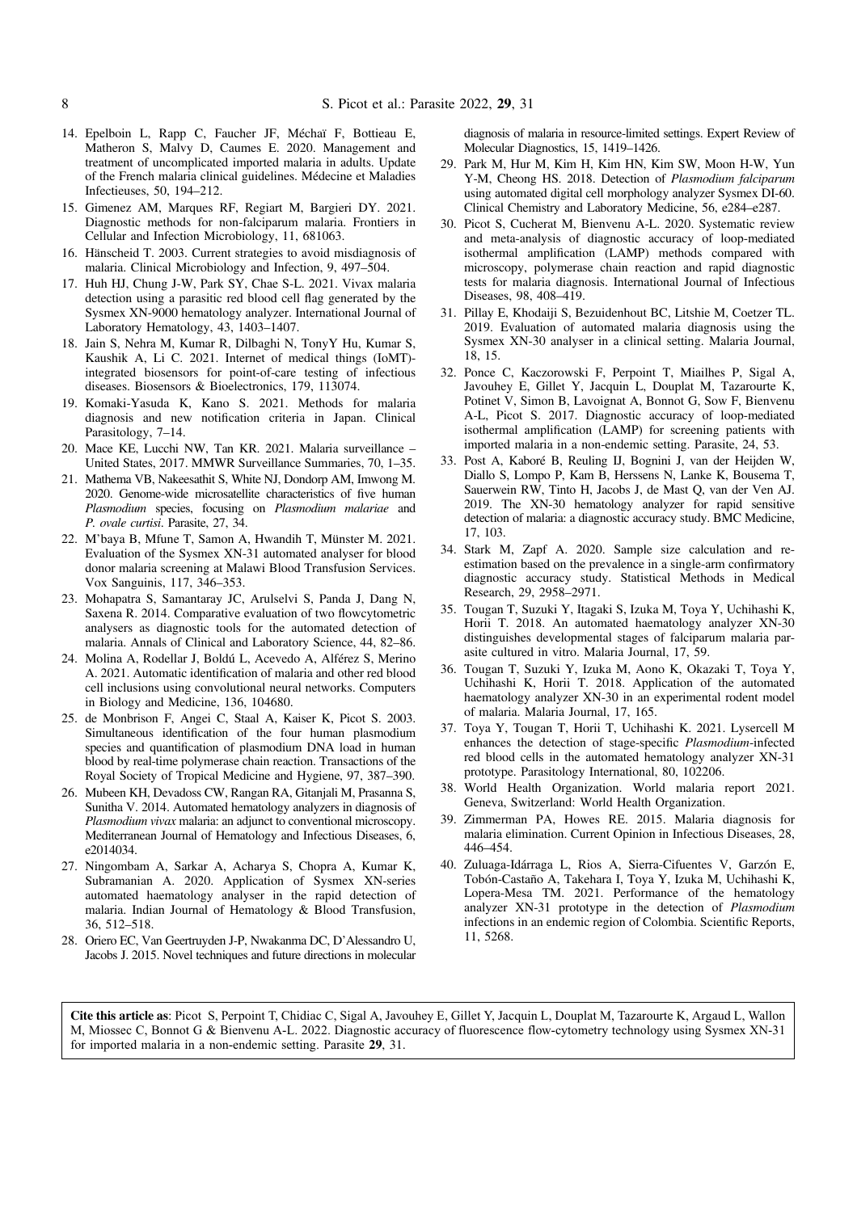14. Epelboin L, Rapp C, Faucher JF, Méchaï F, Bottieau E, Matheron S, Malvy D, Caumes E. 2020. Management and treatment of uncomplicated imported malaria in adults. Update of the French malaria clinical guidelines. Médecine et Maladies Infectieuses, 50, 194–212.
15. Gimenez AM, Marques RF, Regiart M, Bargieri DY. 2021. Diagnostic methods for non-falciparum malaria. Frontiers in Cellular and Infection Microbiology, 11, 681063.
16. Hänscheid T. 2003. Current strategies to avoid misdiagnosis of malaria. Clinical Microbiology and Infection, 9, 497–504.
17. Huh HJ, Chung J-W, Park SY, Chae S-L. 2021. Vivax malaria detection using a parasitic red blood cell flag generated by the Sysmex XN-9000 hematology analyzer. International Journal of Laboratory Hematology, 43, 1403–1407.
18. Jain S, Nehra M, Kumar R, Dilbaghi N, TonyY Hu, Kumar S, Kaushik A, Li C. 2021. Internet of medical things (IoMT)-integrated biosensors for point-of-care testing of infectious diseases. Biosensors & Bioelectronics, 179, 113074.
19. Komaki-Yasuda K, Kano S. 2021. Methods for malaria diagnosis and new notification criteria in Japan. Clinical Parasitology, 7–14.
20. Mace KE, Lucchi NW, Tan KR. 2021. Malaria surveillance – United States, 2017. MMWR Surveillance Summaries, 70, 1–35.
21. Mathema VB, Nakeesathit S, White NJ, Dondorp AM, Imwong M. 2020. Genome-wide microsatellite characteristics of five human *Plasmodium* species, focusing on *Plasmodium malariae* and *P. ovale curtisi*. Parasite, 27, 34.
22. M'baya B, Mfune T, Samon A, Hwandih T, Münster M. 2021. Evaluation of the Sysmex XN-31 automated analyser for blood donor malaria screening at Malawi Blood Transfusion Services. Vox Sanguinis, 117, 346–353.
23. Mohapatra S, Samantaray JC, Arulselvi S, Panda J, Dang N, Saxena R. 2014. Comparative evaluation of two flowcytometric analysers as diagnostic tools for the automated detection of malaria. Annals of Clinical and Laboratory Science, 44, 82–86.
24. Molina A, Rodellar J, Boldú L, Acevedo A, Alférez S, Merino A. 2021. Automatic identification of malaria and other red blood cell inclusions using convolutional neural networks. Computers in Biology and Medicine, 136, 104680.
25. de Monbrison F, Angei C, Staal A, Kaiser K, Picot S. 2003. Simultaneous identification of the four human plasmodium species and quantification of plasmodium DNA load in human blood by real-time polymerase chain reaction. Transactions of the Royal Society of Tropical Medicine and Hygiene, 97, 387–390.
26. Mubeen KH, Devadoss CW, Rangan RA, Gitanjali M, Prasanna S, Sunitha V. 2014. Automated hematology analyzers in diagnosis of *Plasmodium vivax* malaria: an adjunct to conventional microscopy. Mediterranean Journal of Hematology and Infectious Diseases, 6, e2014034.
27. Ningombam A, Sarkar A, Acharya S, Chopra A, Kumar K, Subramanian A. 2020. Application of Sysmex XN-series automated haematology analyser in the rapid detection of malaria. Indian Journal of Hematology & Blood Transfusion, 36, 512–518.
28. Oriero EC, Van Geertruyden J-P, Nwakanma DC, D'Alessandro U, Jacobs J. 2015. Novel techniques and future directions in molecular diagnosis of malaria in resource-limited settings. Expert Review of Molecular Diagnostics, 15, 1419–1426.
29. Park M, Hur M, Kim H, Kim HN, Kim SW, Moon H-W, Yun Y-M, Cheong HS. 2018. Detection of *Plasmodium falciparum* using automated digital cell morphology analyzer Sysmex DI-60. Clinical Chemistry and Laboratory Medicine, 56, e284–e287.
30. Picot S, Cucherat M, Bienvenu A-L. 2020. Systematic review and meta-analysis of diagnostic accuracy of loop-mediated isothermal amplification (LAMP) methods compared with microscopy, polymerase chain reaction and rapid diagnostic tests for malaria diagnosis. International Journal of Infectious Diseases, 98, 408–419.
31. Pillay E, Khodaiji S, Bezuidenhout BC, Litshie M, Coetzer TL. 2019. Evaluation of automated malaria diagnosis using the Sysmex XN-30 analyser in a clinical setting. Malaria Journal, 18, 15.
32. Ponce C, Kaczorowski F, Perpoint T, Miailhes P, Sigal A, Javouhey E, Gillet Y, Jacquin L, Douplat M, Tazarourte K, Potinet V, Simon B, Lavoignat A, Bonnot G, Sow F, Bienvenu A-L, Picot S. 2017. Diagnostic accuracy of loop-mediated isothermal amplification (LAMP) for screening patients with imported malaria in a non-endemic setting. Parasite, 24, 53.
33. Post A, Kaboré B, Reuling IJ, Bognini J, van der Heijden W, Diallo S, Lompo P, Kam B, Herssens N, Lanke K, Bousema T, Sauerwein RW, Tinto H, Jacobs J, de Mast Q, van der Ven AJ. 2019. The XN-30 hematology analyzer for rapid sensitive detection of malaria: a diagnostic accuracy study. BMC Medicine, 17, 103.
34. Stark M, Zapf A. 2020. Sample size calculation and re-estimation based on the prevalence in a single-arm confirmatory diagnostic accuracy study. Statistical Methods in Medical Research, 29, 2958–2971.
35. Tougan T, Suzuki Y, Itagaki S, Izuka M, Toya Y, Uchihashi K, Horii T. 2018. An automated haematology analyzer XN-30 distinguishes developmental stages of falciparum malaria parasite cultured in vitro. Malaria Journal, 17, 59.
36. Tougan T, Suzuki Y, Izuka M, Aono K, Okazaki T, Toya Y, Uchihashi K, Horii T. 2018. Application of the automated haematology analyzer XN-30 in an experimental rodent model of malaria. Malaria Journal, 17, 165.
37. Toya Y, Tougan T, Horii T, Uchihashi K. 2021. Lysercell M enhances the detection of stage-specific *Plasmodium*-infected red blood cells in the automated hematology analyzer XN-31 prototype. Parasitology International, 80, 102206.
38. World Health Organization. World malaria report 2021. Geneva, Switzerland: World Health Organization.
39. Zimmerman PA, Howes RE. 2015. Malaria diagnosis for malaria elimination. Current Opinion in Infectious Diseases, 28, 446–454.
40. Zuluaga-Idárraga L, Rios A, Sierra-Cifuentes V, Garzón E, Tobón-Castaño A, Takehara I, Toya Y, Izuka M, Uchihashi K, Lopera-Mesa TM. 2021. Performance of the hematology analyzer XN-31 prototype in the detection of *Plasmodium* infections in an endemic region of Colombia. Scientific Reports, 11, 5268.

**Cite this article as**: Picot S, Perpoint T, Chidiac C, Sigal A, Javouhey E, Gillet Y, Jacquin L, Douplat M, Tazarourte K, Argaud L, Wallon M, Miossec C, Bonnot G & Bienvenu A-L. 2022. Diagnostic accuracy of fluorescence flow-cytometry technology using Sysmex XN-31 for imported malaria in a non-endemic setting. Parasite **29**, 31.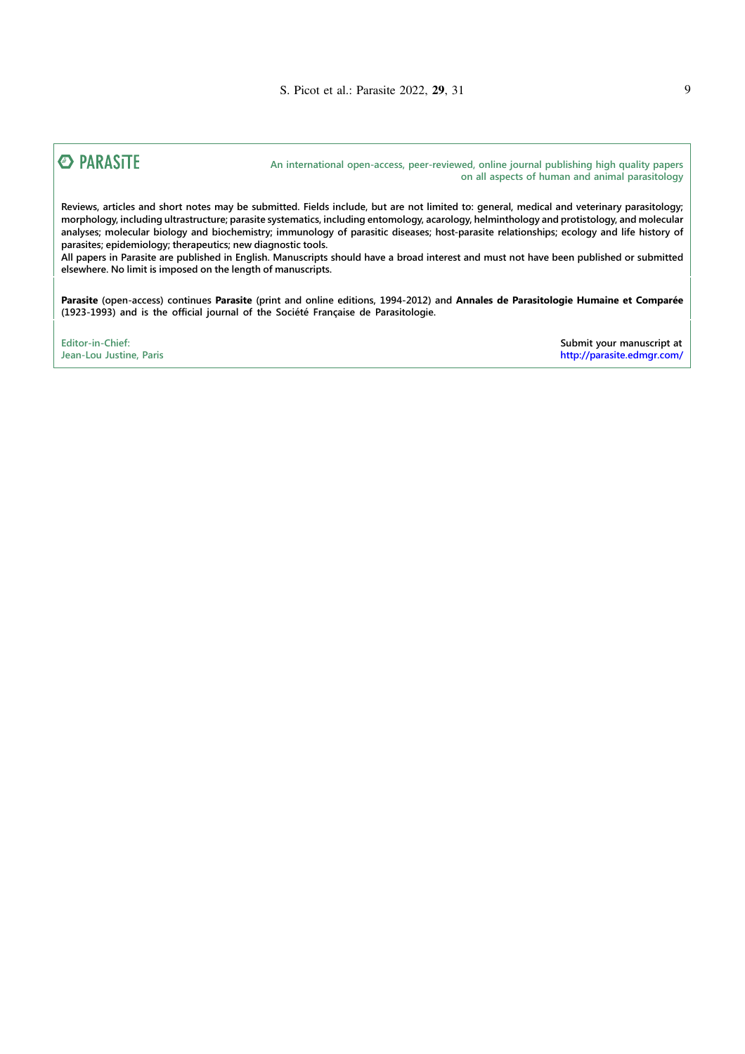# PARASITE

An international open-access, peer-reviewed, online journal publishing high quality papers on all aspects of human and animal parasitology

Reviews, articles and short notes may be submitted. Fields include, but are not limited to: general, medical and veterinary parasitology; morphology, including ultrastructure; parasite systematics, including entomology, acarology, helminthology and protistology, and molecular analyses; molecular biology and biochemistry; immunology of parasitic diseases; host-parasite relationships; ecology and life history of parasites; epidemiology; therapeutics; new diagnostic tools.

All papers in Parasite are published in English. Manuscripts should have a broad interest and must not have been published or submitted elsewhere. No limit is imposed on the length of manuscripts.

**Parasite** (open-access) continues **Parasite** (print and online editions, 1994-2012) and **Annales de Parasitologie Humaine et Comparée** (1923-1993) and is the official journal of the Société Française de Parasitologie.

Editor-in-Chief:
Jean-Lou Justine, Paris

Submit your manuscript at
http://parasite.edmgr.com/